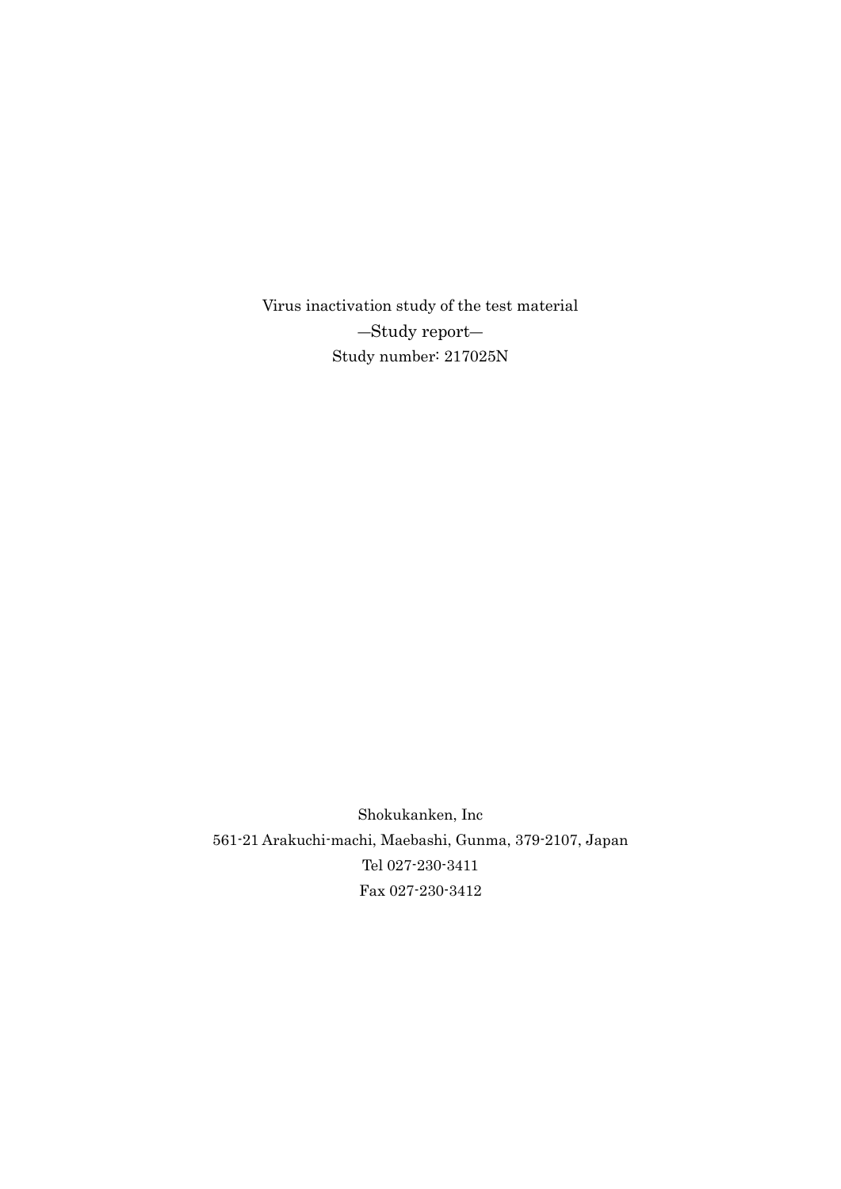# Virus inactivation study of the test material

—Study report—

Study number: 217025N

Shokukanken, Inc

561-21 Arakuchi-machi, Maebashi, Gunma, 379-2107, Japan

Tel 027-230-3411

Fax 027-230-3412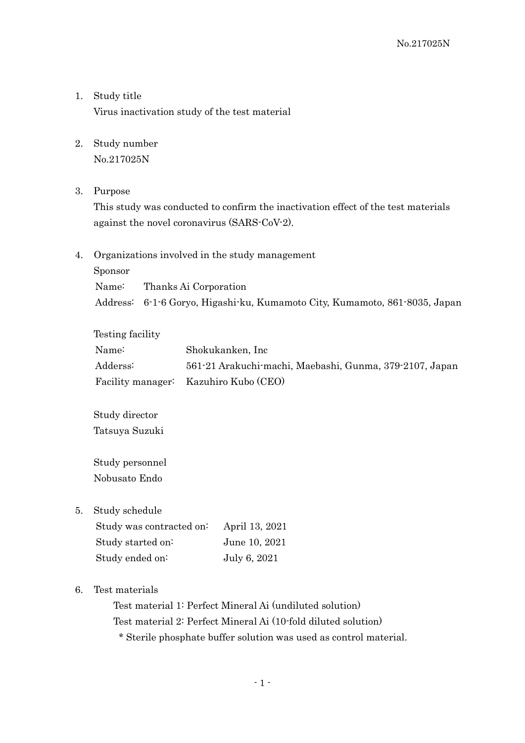1. Study title

   Virus inactivation study of the test material

2. Study number

   No.217025N

3. Purpose

   This study was conducted to confirm the inactivation effect of the test materials against the novel coronavirus (SARS-CoV-2).

4. Organizations involved in the study management

   Sponsor

   | | |
   |---|---|
   | Name: | Thanks Ai Corporation |
   | Address: | 6-1-6 Goryo, Higashi-ku, Kumamoto City, Kumamoto, 861-8035, Japan |

   Testing facility

   | | |
   |---|---|
   | Name: | Shokukanken, Inc |
   | Adderss: | 561-21 Arakuchi-machi, Maebashi, Gunma, 379-2107, Japan |
   | Facility manager: | Kazuhiro Kubo (CEO) |

   Study director

   Tatsuya Suzuki

   Study personnel

   Nobusato Endo

5. Study schedule

   | | |
   |---|---|
   | Study was contracted on: | April 13, 2021 |
   | Study started on: | June 10, 2021 |
   | Study ended on: | July 6, 2021 |

6. Test materials

   Test material 1: Perfect Mineral Ai (undiluted solution)

   Test material 2: Perfect Mineral Ai (10-fold diluted solution)

   * Sterile phosphate buffer solution was used as control material.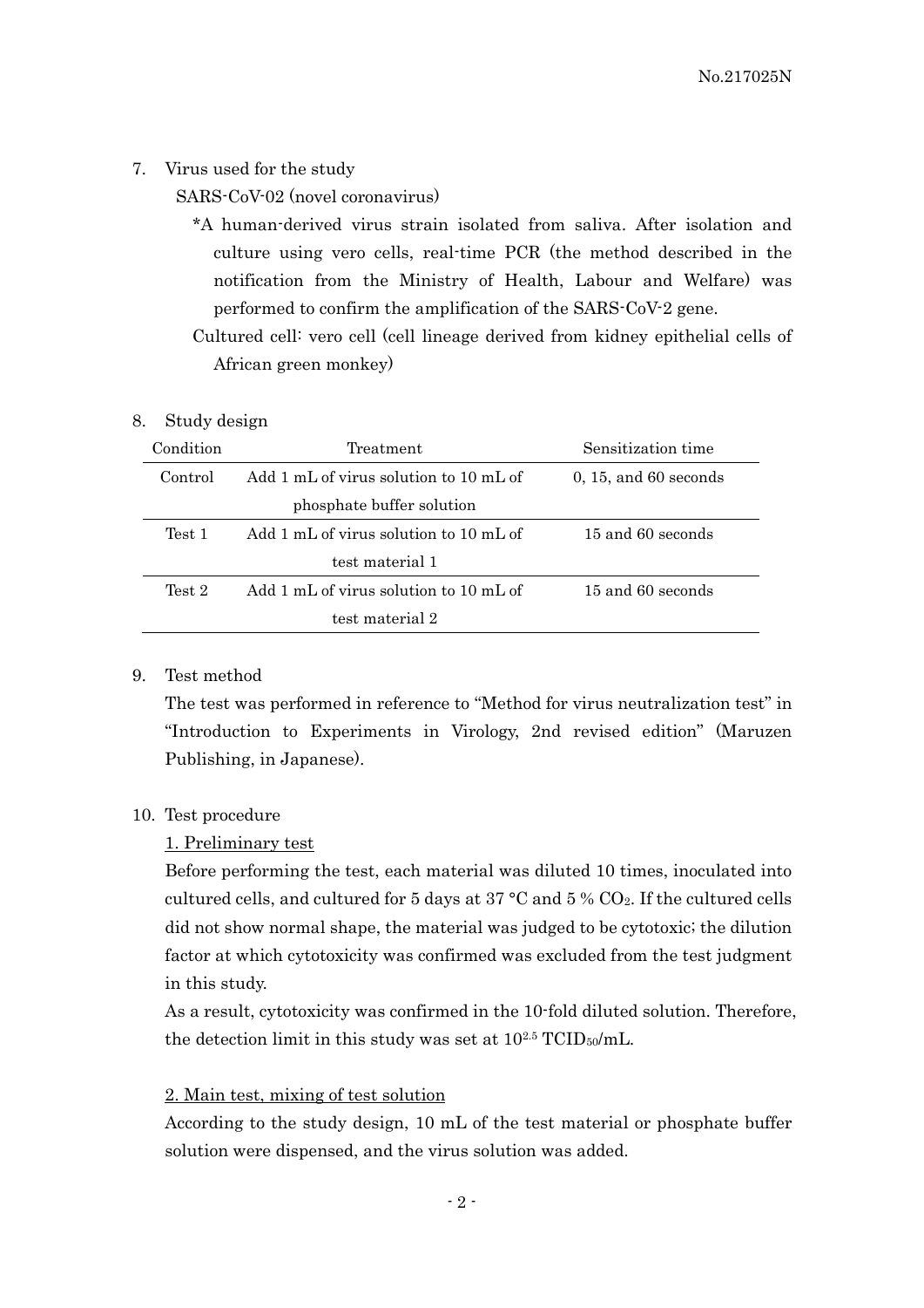7. Virus used for the study

   SARS-CoV-02 (novel coronavirus)

   *A human-derived virus strain isolated from saliva. After isolation and culture using vero cells, real-time PCR (the method described in the notification from the Ministry of Health, Labour and Welfare) was performed to confirm the amplification of the SARS-CoV-2 gene.

   Cultured cell: vero cell (cell lineage derived from kidney epithelial cells of African green monkey)

8. Study design

| Condition | Treatment | Sensitization time |
|---|---|---|
| Control | Add 1 mL of virus solution to 10 mL of phosphate buffer solution | 0, 15, and 60 seconds |
| Test 1 | Add 1 mL of virus solution to 10 mL of test material 1 | 15 and 60 seconds |
| Test 2 | Add 1 mL of virus solution to 10 mL of test material 2 | 15 and 60 seconds |

9. Test method

   The test was performed in reference to "Method for virus neutralization test" in "Introduction to Experiments in Virology, 2nd revised edition" (Maruzen Publishing, in Japanese).

10. Test procedure

    1. Preliminary test

    Before performing the test, each material was diluted 10 times, inoculated into cultured cells, and cultured for 5 days at 37 °C and 5 % $CO_2$. If the cultured cells did not show normal shape, the material was judged to be cytotoxic; the dilution factor at which cytotoxicity was confirmed was excluded from the test judgment in this study.

    As a result, cytotoxicity was confirmed in the 10-fold diluted solution. Therefore, the detection limit in this study was set at $10^{2.5}$ $TCID_{50}$/mL.

    2. Main test, mixing of test solution

    According to the study design, 10 mL of the test material or phosphate buffer solution were dispensed, and the virus solution was added.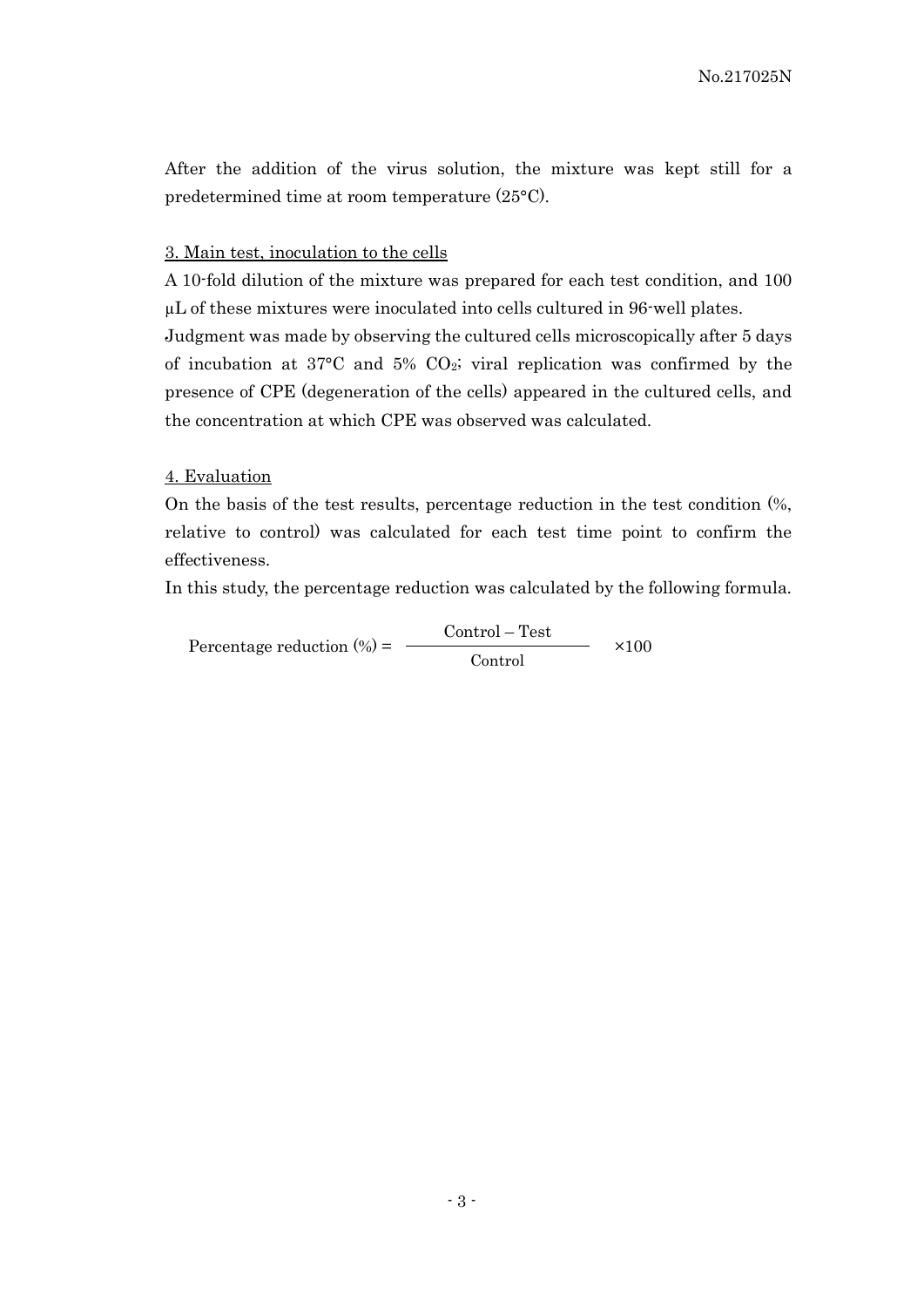After the addition of the virus solution, the mixture was kept still for a predetermined time at room temperature (25°C).

## 3. Main test, inoculation to the cells

A 10-fold dilution of the mixture was prepared for each test condition, and 100 μL of these mixtures were inoculated into cells cultured in 96-well plates.
Judgment was made by observing the cultured cells microscopically after 5 days of incubation at 37°C and 5% $CO_2$; viral replication was confirmed by the presence of CPE (degeneration of the cells) appeared in the cultured cells, and the concentration at which CPE was observed was calculated.

## 4. Evaluation

On the basis of the test results, percentage reduction in the test condition (%, relative to control) was calculated for each test time point to confirm the effectiveness.
In this study, the percentage reduction was calculated by the following formula.

$$\text{Percentage reduction (\%)} = \frac{\text{Control} - \text{Test}}{\text{Control}} \times 100$$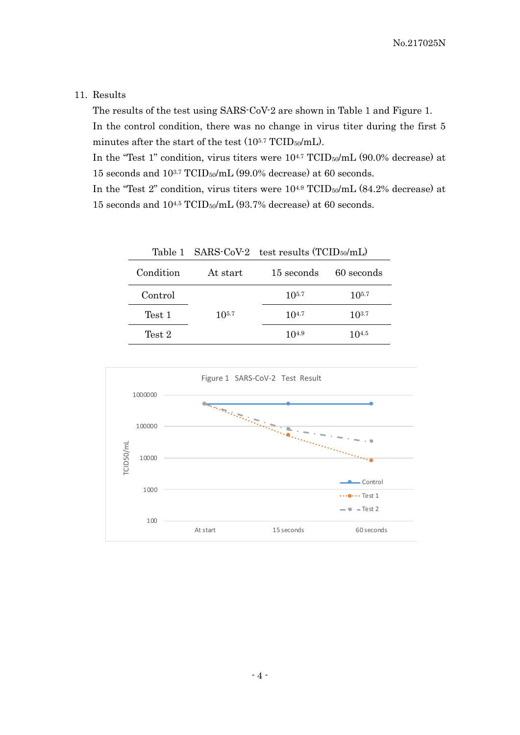11. Results

The results of the test using SARS-CoV-2 are shown in Table 1 and Figure 1.

In the control condition, there was no change in virus titer during the first 5 minutes after the start of the test ($10^{5.7}$ $TCID_{50}$/mL).

In the "Test 1" condition, virus titers were $10^{4.7}$ $TCID_{50}$/mL (90.0% decrease) at 15 seconds and $10^{3.7}$ $TCID_{50}$/mL (99.0% decrease) at 60 seconds.

In the "Test 2" condition, virus titers were $10^{4.9}$ $TCID_{50}$/mL (84.2% decrease) at 15 seconds and $10^{4.5}$ $TCID_{50}$/mL (93.7% decrease) at 60 seconds.

Table 1 SARS-CoV-2 test results ($TCID_{50}$/mL)

| Condition | At start | 15 seconds | 60 seconds |
|---|---|---|---|
| Control | $10^{5.7}$ | $10^{5.7}$ | $10^{5.7}$ |
| Test 1 | | $10^{4.7}$ | $10^{3.7}$ |
| Test 2 | | $10^{4.9}$ | $10^{4.5}$ |

Figure 1 SARS-CoV-2 Test Result

TCID50/mL

1000000
100000
10000
1000
100

At start
15 seconds
60 seconds

Control
Test 1
Test 2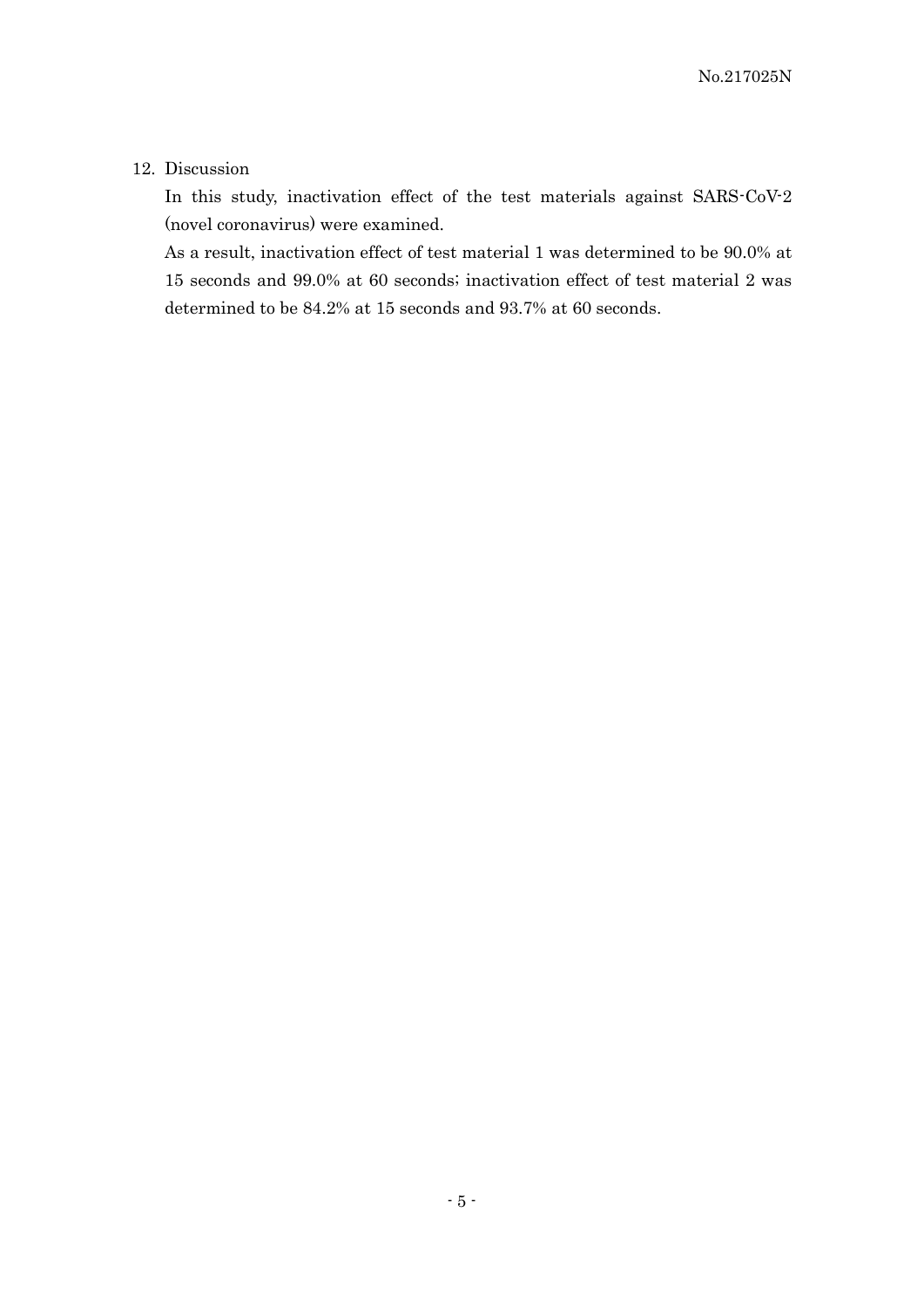## 12. Discussion

In this study, inactivation effect of the test materials against SARS-CoV-2 (novel coronavirus) were examined.

As a result, inactivation effect of test material 1 was determined to be 90.0% at 15 seconds and 99.0% at 60 seconds; inactivation effect of test material 2 was determined to be 84.2% at 15 seconds and 93.7% at 60 seconds.